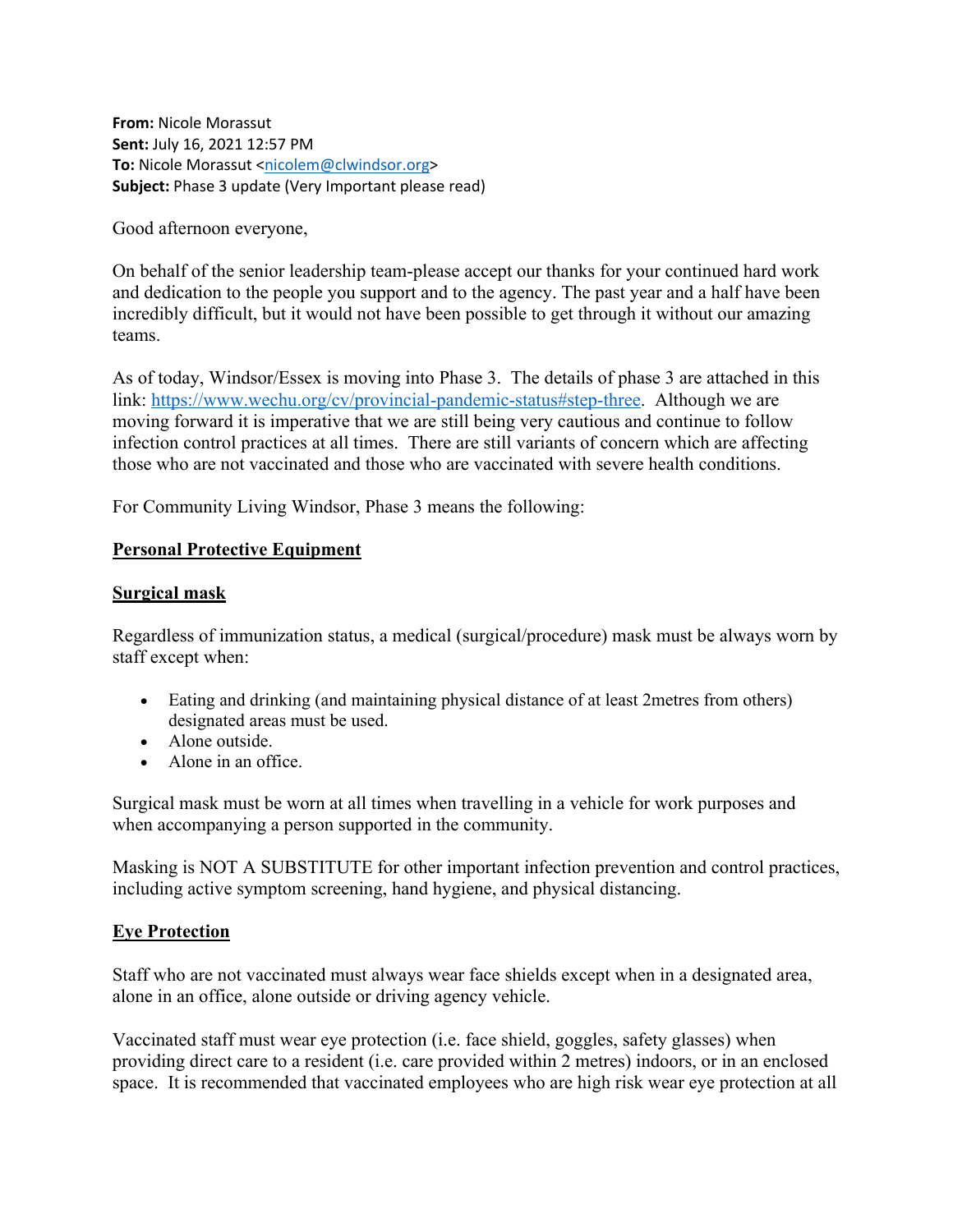**From:** Nicole Morassut
**Sent:** July 16, 2021 12:57 PM
**To:** Nicole Morassut <nicolem@clwindsor.org>
**Subject:** Phase 3 update (Very Important please read)

Good afternoon everyone,

On behalf of the senior leadership team-please accept our thanks for your continued hard work and dedication to the people you support and to the agency. The past year and a half have been incredibly difficult, but it would not have been possible to get through it without our amazing teams.

As of today, Windsor/Essex is moving into Phase 3. The details of phase 3 are attached in this link: https://www.wechu.org/cv/provincial-pandemic-status#step-three. Although we are moving forward it is imperative that we are still being very cautious and continue to follow infection control practices at all times. There are still variants of concern which are affecting those who are not vaccinated and those who are vaccinated with severe health conditions.

For Community Living Windsor, Phase 3 means the following:

**Personal Protective Equipment**

**Surgical mask**

Regardless of immunization status, a medical (surgical/procedure) mask must be always worn by staff except when:

- Eating and drinking (and maintaining physical distance of at least 2metres from others) designated areas must be used.
- Alone outside.
- Alone in an office.

Surgical mask must be worn at all times when travelling in a vehicle for work purposes and when accompanying a person supported in the community.

Masking is NOT A SUBSTITUTE for other important infection prevention and control practices, including active symptom screening, hand hygiene, and physical distancing.

**Eye Protection**

Staff who are not vaccinated must always wear face shields except when in a designated area, alone in an office, alone outside or driving agency vehicle.

Vaccinated staff must wear eye protection (i.e. face shield, goggles, safety glasses) when providing direct care to a resident (i.e. care provided within 2 metres) indoors, or in an enclosed space. It is recommended that vaccinated employees who are high risk wear eye protection at all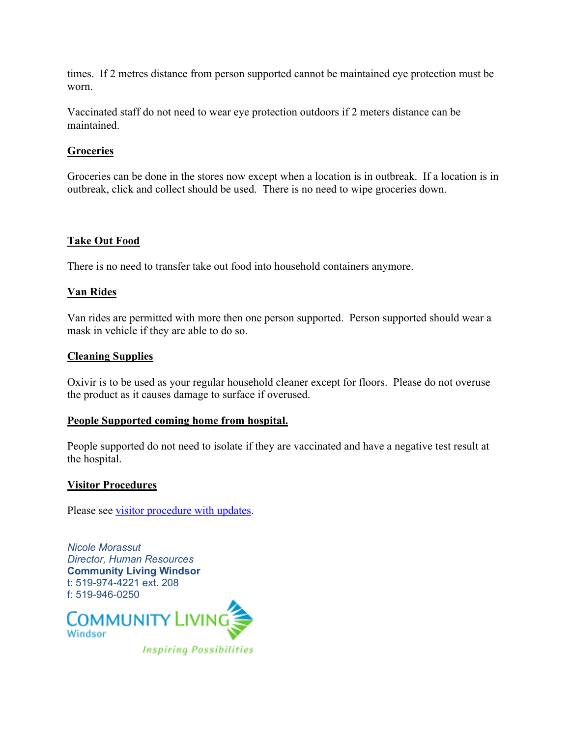times. If 2 metres distance from person supported cannot be maintained eye protection must be worn.

Vaccinated staff do not need to wear eye protection outdoors if 2 meters distance can be maintained.

**Groceries**

Groceries can be done in the stores now except when a location is in outbreak. If a location is in outbreak, click and collect should be used. There is no need to wipe groceries down.

**Take Out Food**

There is no need to transfer take out food into household containers anymore.

**Van Rides**

Van rides are permitted with more then one person supported. Person supported should wear a mask in vehicle if they are able to do so.

**Cleaning Supplies**

Oxivir is to be used as your regular household cleaner except for floors. Please do not overuse the product as it causes damage to surface if overused.

**People Supported coming home from hospital.**

People supported do not need to isolate if they are vaccinated and have a negative test result at the hospital.

**Visitor Procedures**

Please see visitor procedure with updates.

*Nicole Morassut*
*Director, Human Resources*
**Community Living Windsor**
t: 519-974-4221 ext. 208
f: 519-946-0250

COMMUNITY LIVING
Windsor
*Inspiring Possibilities*